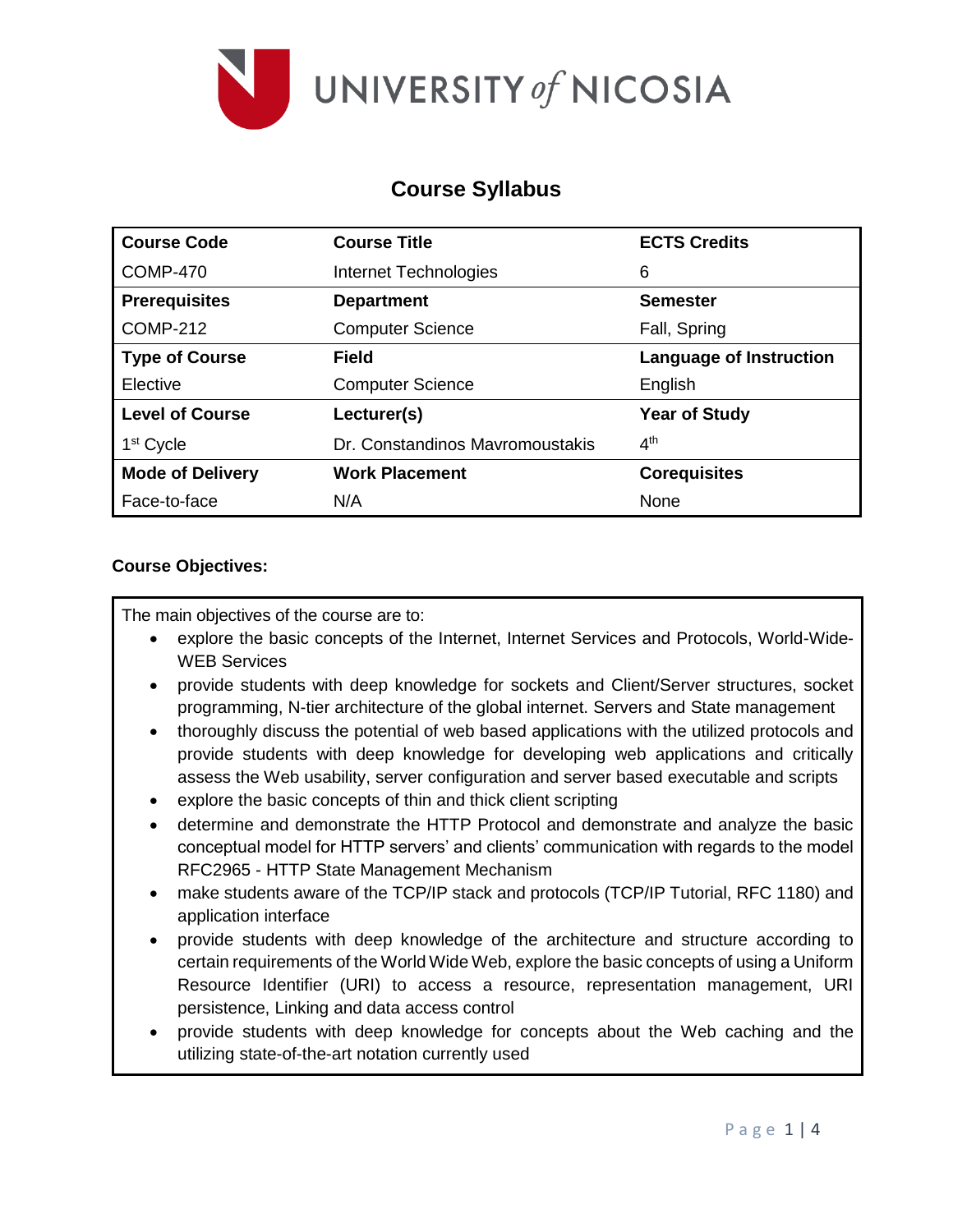UNIVERSITY *of* NICOSIA

# Course Syllabus

| Course Code | Course Title | ECTS Credits |
|---|---|---|
| COMP-470 | Internet Technologies | 6 |
| **Prerequisites** | **Department** | **Semester** |
| COMP-212 | Computer Science | Fall, Spring |
| **Type of Course** | **Field** | **Language of Instruction** |
| Elective | Computer Science | English |
| **Level of Course** | **Lecturer(s)** | **Year of Study** |
| 1st Cycle | Dr. Constandinos Mavromoustakis | 4th |
| **Mode of Delivery** | **Work Placement** | **Corequisites** |
| Face-to-face | N/A | None |

**Course Objectives:**

The main objectives of the course are to:

- explore the basic concepts of the Internet, Internet Services and Protocols, World-Wide-WEB Services
- provide students with deep knowledge for sockets and Client/Server structures, socket programming, N-tier architecture of the global internet. Servers and State management
- thoroughly discuss the potential of web based applications with the utilized protocols and provide students with deep knowledge for developing web applications and critically assess the Web usability, server configuration and server based executable and scripts
- explore the basic concepts of thin and thick client scripting
- determine and demonstrate the HTTP Protocol and demonstrate and analyze the basic conceptual model for HTTP servers' and clients' communication with regards to the model RFC2965 - HTTP State Management Mechanism
- make students aware of the TCP/IP stack and protocols (TCP/IP Tutorial, RFC 1180) and application interface
- provide students with deep knowledge of the architecture and structure according to certain requirements of the World Wide Web, explore the basic concepts of using a Uniform Resource Identifier (URI) to access a resource, representation management, URI persistence, Linking and data access control
- provide students with deep knowledge for concepts about the Web caching and the utilizing state-of-the-art notation currently used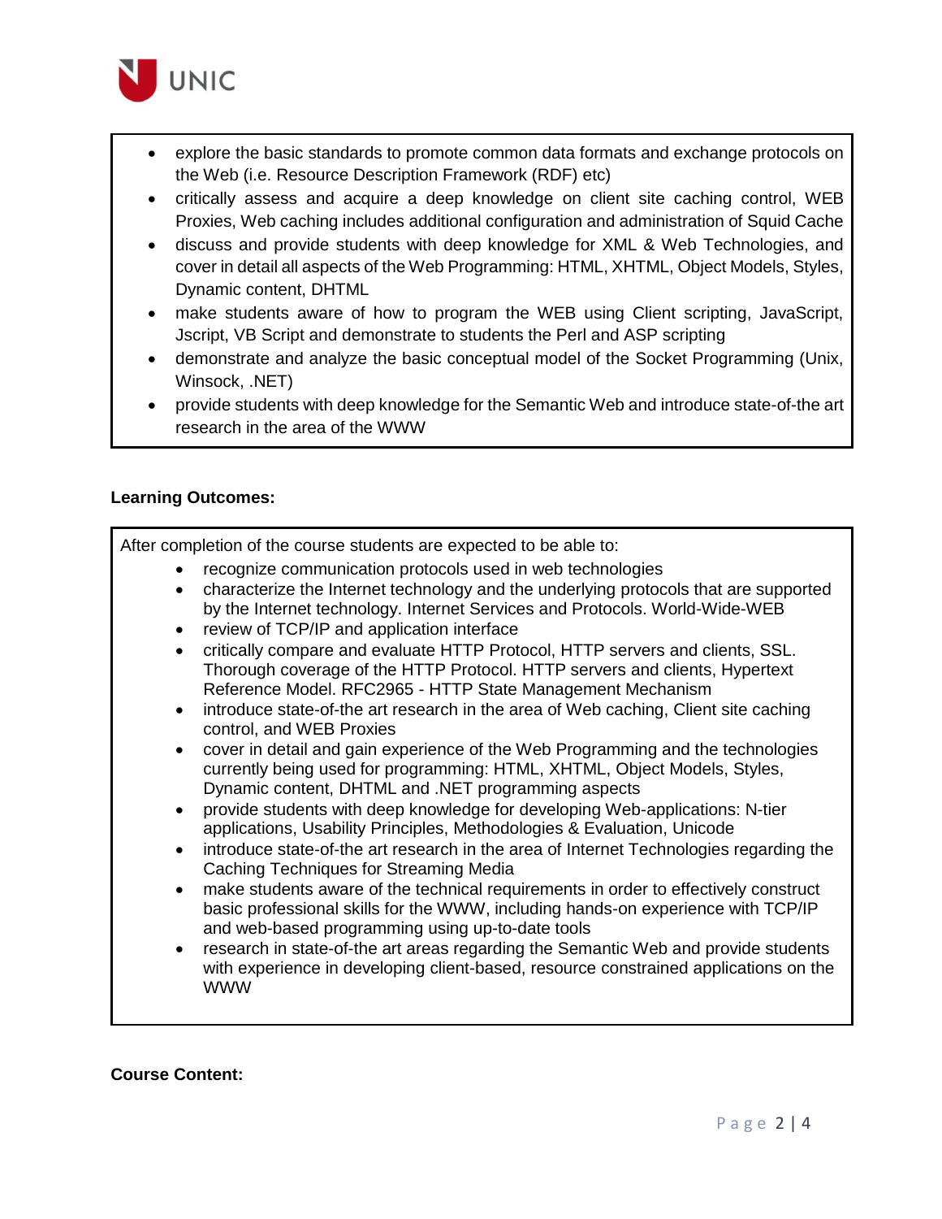- explore the basic standards to promote common data formats and exchange protocols on the Web (i.e. Resource Description Framework (RDF) etc)
- critically assess and acquire a deep knowledge on client site caching control, WEB Proxies, Web caching includes additional configuration and administration of Squid Cache
- discuss and provide students with deep knowledge for XML & Web Technologies, and cover in detail all aspects of the Web Programming: HTML, XHTML, Object Models, Styles, Dynamic content, DHTML
- make students aware of how to program the WEB using Client scripting, JavaScript, Jscript, VB Script and demonstrate to students the Perl and ASP scripting
- demonstrate and analyze the basic conceptual model of the Socket Programming (Unix, Winsock, .NET)
- provide students with deep knowledge for the Semantic Web and introduce state-of-the art research in the area of the WWW

**Learning Outcomes:**

After completion of the course students are expected to be able to:

- recognize communication protocols used in web technologies
- characterize the Internet technology and the underlying protocols that are supported by the Internet technology. Internet Services and Protocols. World-Wide-WEB
- review of TCP/IP and application interface
- critically compare and evaluate HTTP Protocol, HTTP servers and clients, SSL. Thorough coverage of the HTTP Protocol. HTTP servers and clients, Hypertext Reference Model. RFC2965 - HTTP State Management Mechanism
- introduce state-of-the art research in the area of Web caching, Client site caching control, and WEB Proxies
- cover in detail and gain experience of the Web Programming and the technologies currently being used for programming: HTML, XHTML, Object Models, Styles, Dynamic content, DHTML and .NET programming aspects
- provide students with deep knowledge for developing Web-applications: N-tier applications, Usability Principles, Methodologies & Evaluation, Unicode
- introduce state-of-the art research in the area of Internet Technologies regarding the Caching Techniques for Streaming Media
- make students aware of the technical requirements in order to effectively construct basic professional skills for the WWW, including hands-on experience with TCP/IP and web-based programming using up-to-date tools
- research in state-of-the art areas regarding the Semantic Web and provide students with experience in developing client-based, resource constrained applications on the WWW

**Course Content:**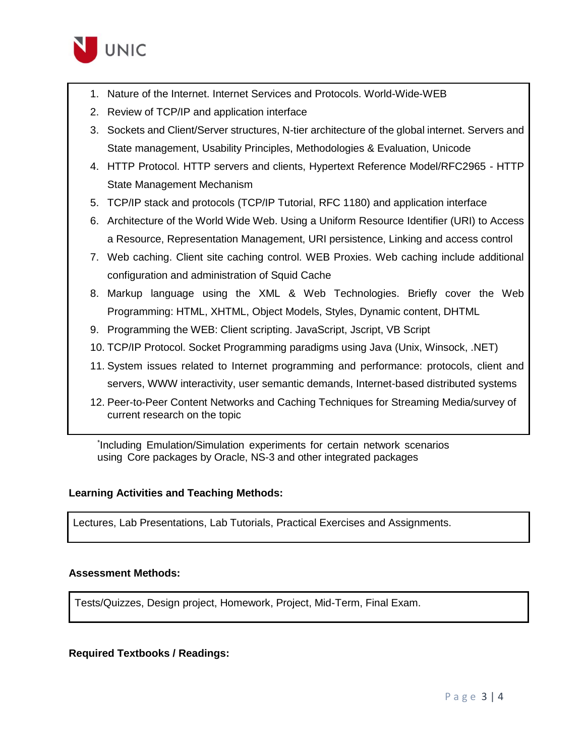1. Nature of the Internet. Internet Services and Protocols. World-Wide-WEB
2. Review of TCP/IP and application interface
3. Sockets and Client/Server structures, N-tier architecture of the global internet. Servers and State management, Usability Principles, Methodologies & Evaluation, Unicode
4. HTTP Protocol. HTTP servers and clients, Hypertext Reference Model/RFC2965 - HTTP State Management Mechanism
5. TCP/IP stack and protocols (TCP/IP Tutorial, RFC 1180) and application interface
6. Architecture of the World Wide Web. Using a Uniform Resource Identifier (URI) to Access a Resource, Representation Management, URI persistence, Linking and access control
7. Web caching. Client site caching control. WEB Proxies. Web caching include additional configuration and administration of Squid Cache
8. Markup language using the XML & Web Technologies. Briefly cover the Web Programming: HTML, XHTML, Object Models, Styles, Dynamic content, DHTML
9. Programming the WEB: Client scripting. JavaScript, Jscript, VB Script
10. TCP/IP Protocol. Socket Programming paradigms using Java (Unix, Winsock, .NET)
11. System issues related to Internet programming and performance: protocols, client and servers, WWW interactivity, user semantic demands, Internet-based distributed systems
12. Peer-to-Peer Content Networks and Caching Techniques for Streaming Media/survey of current research on the topic

*Including Emulation/Simulation experiments for certain network scenarios using Core packages by Oracle, NS-3 and other integrated packages

**Learning Activities and Teaching Methods:**

Lectures, Lab Presentations, Lab Tutorials, Practical Exercises and Assignments.

**Assessment Methods:**

Tests/Quizzes, Design project, Homework, Project, Mid-Term, Final Exam.

**Required Textbooks / Readings:**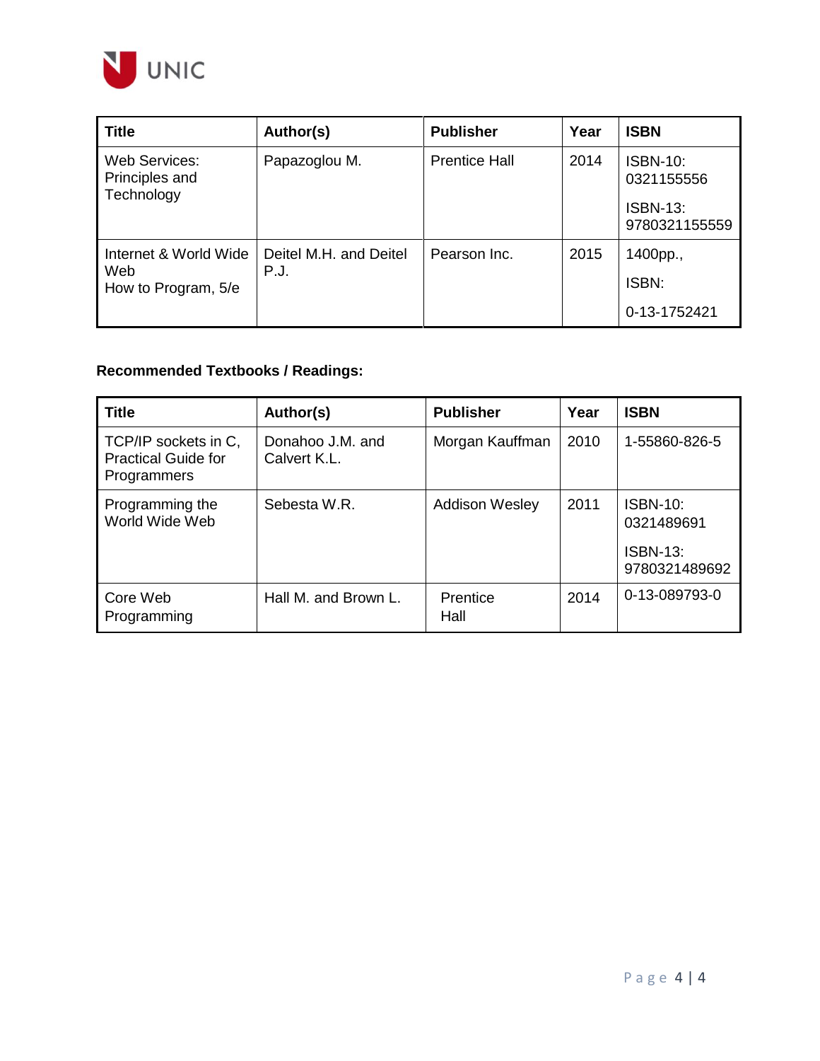| Title | Author(s) | Publisher | Year | ISBN |
|---|---|---|---|---|
| Web Services: Principles and Technology | Papazoglou M. | Prentice Hall | 2014 | ISBN-10: 0321155556<br>ISBN-13: 9780321155559 |
| Internet & World Wide Web How to Program, 5/e | Deitel M.H. and Deitel P.J. | Pearson Inc. | 2015 | 1400pp.,<br>ISBN:<br>0-13-1752421 |

**Recommended Textbooks / Readings:**

| Title | Author(s) | Publisher | Year | ISBN |
|---|---|---|---|---|
| TCP/IP sockets in C, Practical Guide for Programmers | Donahoo J.M. and Calvert K.L. | Morgan Kauffman | 2010 | 1-55860-826-5 |
| Programming the World Wide Web | Sebesta W.R. | Addison Wesley | 2011 | ISBN-10: 0321489691<br>ISBN-13: 9780321489692 |
| Core Web Programming | Hall M. and Brown L. | Prentice Hall | 2014 | 0-13-089793-0 |